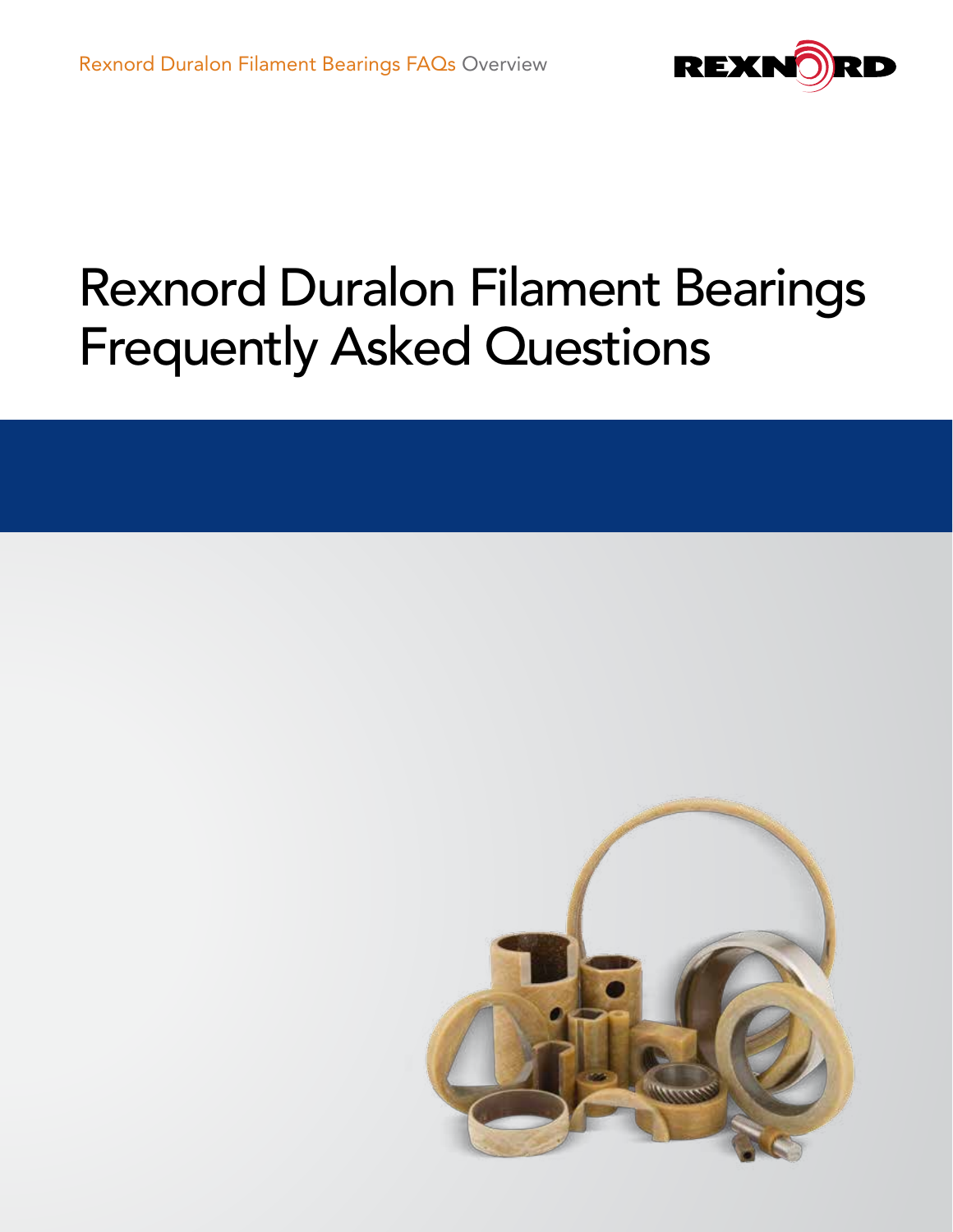# Rexnord Duralon Filament Bearings Frequently Asked Questions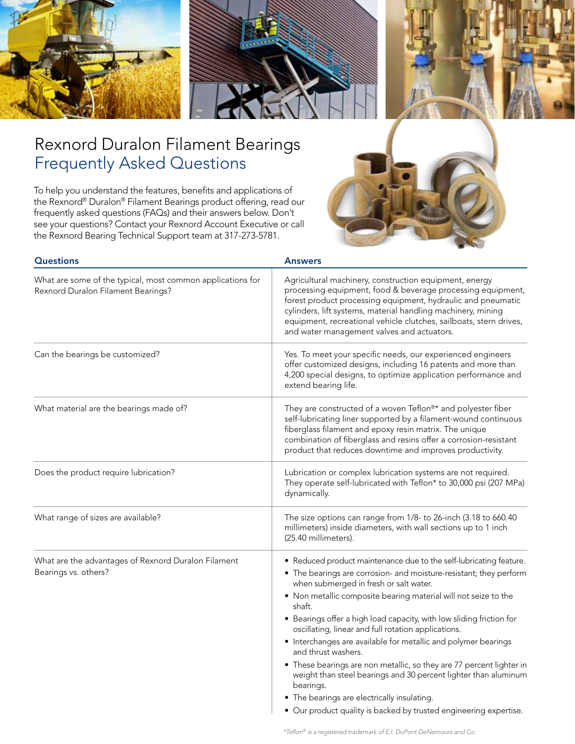# Rexnord Duralon Filament Bearings
## Frequently Asked Questions

To help you understand the features, benefits and applications of the Rexnord® Duralon® Filament Bearings product offering, read our frequently asked questions (FAQs) and their answers below. Don't see your questions? Contact your Rexnord Account Executive or call the Rexnord Bearing Technical Support team at 317-273-5781.

| Questions | Answers |
| --- | --- |
| What are some of the typical, most common applications for Rexnord Duralon Filament Bearings? | Agricultural machinery, construction equipment, energy processing equipment, food & beverage processing equipment, forest product processing equipment, hydraulic and pneumatic cylinders, lift systems, material handling machinery, mining equipment, recreational vehicle clutches, sailboats, stern drives, and water management valves and actuators. |
| Can the bearings be customized? | Yes. To meet your specific needs, our experienced engineers offer customized designs, including 16 patents and more than 4,200 special designs, to optimize application performance and extend bearing life. |
| What material are the bearings made of? | They are constructed of a woven Teflon®* and polyester fiber self-lubricating liner supported by a filament-wound continuous fiberglass filament and epoxy resin matrix. The unique combination of fiberglass and resins offer a corrosion-resistant product that reduces downtime and improves productivity. |
| Does the product require lubrication? | Lubrication or complex lubrication systems are not required. They operate self-lubricated with Teflon* to 30,000 psi (207 MPa) dynamically. |
| What range of sizes are available? | The size options can range from 1/8- to 26-inch (3.18 to 660.40 millimeters) inside diameters, with wall sections up to 1 inch (25.40 millimeters). |
| What are the advantages of Rexnord Duralon Filament Bearings vs. others? | • Reduced product maintenance due to the self-lubricating feature.<br>• The bearings are corrosion- and moisture-resistant; they perform when submerged in fresh or salt water.<br>• Non metallic composite bearing material will not seize to the shaft.<br>• Bearings offer a high load capacity, with low sliding friction for oscillating, linear and full rotation applications.<br>• Interchanges are available for metallic and polymer bearings and thrust washers.<br>• These bearings are non metallic, so they are 77 percent lighter in weight than steel bearings and 30 percent lighter than aluminum bearings.<br>• The bearings are electrically insulating.<br>• Our product quality is backed by trusted engineering expertise. |

*\*Teflon® is a registered trademark of E.I. DuPont DeNemours and Co.*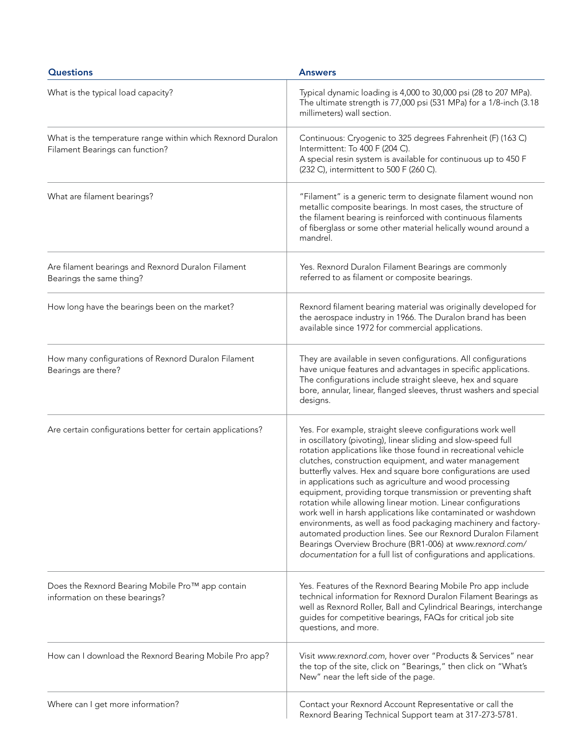| Questions | Answers |
|---|---|
| What is the typical load capacity? | Typical dynamic loading is 4,000 to 30,000 psi (28 to 207 MPa). The ultimate strength is 77,000 psi (531 MPa) for a 1/8-inch (3.18 millimeters) wall section. |
| What is the temperature range within which Rexnord Duralon Filament Bearings can function? | Continuous: Cryogenic to 325 degrees Fahrenheit (F) (163 C)<br>Intermittent: To 400 F (204 C).<br>A special resin system is available for continuous up to 450 F (232 C), intermittent to 500 F (260 C). |
| What are filament bearings? | "Filament" is a generic term to designate filament wound non metallic composite bearings. In most cases, the structure of the filament bearing is reinforced with continuous filaments of fiberglass or some other material helically wound around a mandrel. |
| Are filament bearings and Rexnord Duralon Filament Bearings the same thing? | Yes. Rexnord Duralon Filament Bearings are commonly referred to as filament or composite bearings. |
| How long have the bearings been on the market? | Rexnord filament bearing material was originally developed for the aerospace industry in 1966. The Duralon brand has been available since 1972 for commercial applications. |
| How many configurations of Rexnord Duralon Filament Bearings are there? | They are available in seven configurations. All configurations have unique features and advantages in specific applications. The configurations include straight sleeve, hex and square bore, annular, linear, flanged sleeves, thrust washers and special designs. |
| Are certain configurations better for certain applications? | Yes. For example, straight sleeve configurations work well in oscillatory (pivoting), linear sliding and slow-speed full rotation applications like those found in recreational vehicle clutches, construction equipment, and water management butterfly valves. Hex and square bore configurations are used in applications such as agriculture and wood processing equipment, providing torque transmission or preventing shaft rotation while allowing linear motion. Linear configurations work well in harsh applications like contaminated or washdown environments, as well as food packaging machinery and factory-automated production lines. See our Rexnord Duralon Filament Bearings Overview Brochure (BR1-006) at *www.rexnord.com/documentation* for a full list of configurations and applications. |
| Does the Rexnord Bearing Mobile Pro™ app contain information on these bearings? | Yes. Features of the Rexnord Bearing Mobile Pro app include technical information for Rexnord Duralon Filament Bearings as well as Rexnord Roller, Ball and Cylindrical Bearings, interchange guides for competitive bearings, FAQs for critical job site questions, and more. |
| How can I download the Rexnord Bearing Mobile Pro app? | Visit *www.rexnord.com*, hover over "Products & Services" near the top of the site, click on "Bearings," then click on "What's New" near the left side of the page. |
| Where can I get more information? | Contact your Rexnord Account Representative or call the Rexnord Bearing Technical Support team at 317-273-5781. |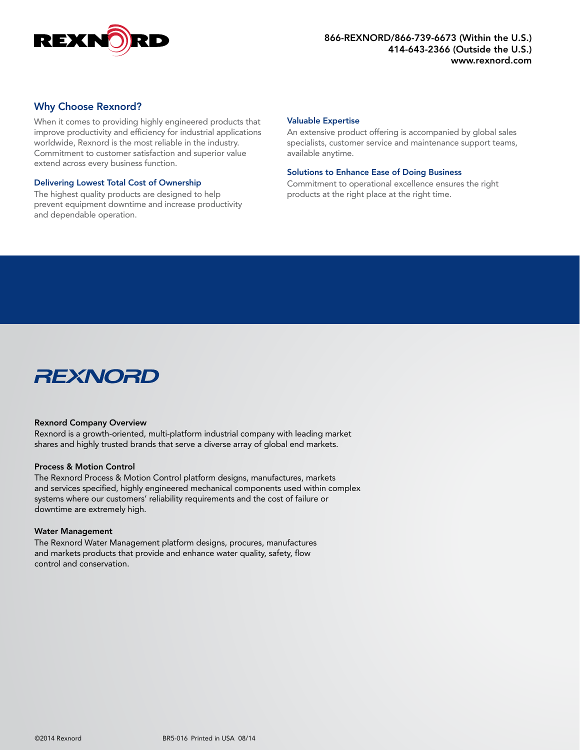866-REXNORD/866-739-6673 (Within the U.S.)
414-643-2366 (Outside the U.S.)
www.rexnord.com

## Why Choose Rexnord?

When it comes to providing highly engineered products that improve productivity and efficiency for industrial applications worldwide, Rexnord is the most reliable in the industry. Commitment to customer satisfaction and superior value extend across every business function.

### Delivering Lowest Total Cost of Ownership

The highest quality products are designed to help prevent equipment downtime and increase productivity and dependable operation.

### Valuable Expertise

An extensive product offering is accompanied by global sales specialists, customer service and maintenance support teams, available anytime.

### Solutions to Enhance Ease of Doing Business

Commitment to operational excellence ensures the right products at the right place at the right time.

## REXNORD

**Rexnord Company Overview**
Rexnord is a growth-oriented, multi-platform industrial company with leading market shares and highly trusted brands that serve a diverse array of global end markets.

**Process & Motion Control**
The Rexnord Process & Motion Control platform designs, manufactures, markets and services specified, highly engineered mechanical components used within complex systems where our customers' reliability requirements and the cost of failure or downtime are extremely high.

**Water Management**
The Rexnord Water Management platform designs, procures, manufactures and markets products that provide and enhance water quality, safety, flow control and conservation.

©2014 Rexnord    BR5-016 Printed in USA 08/14